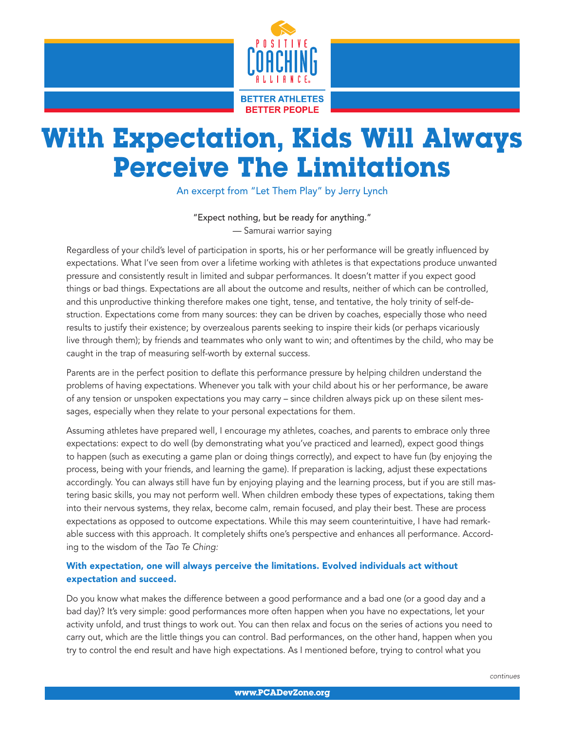# With Expectation, Kids Will Always Perceive The Limitations

An excerpt from "Let Them Play" by Jerry Lynch

"Expect nothing, but be ready for anything."
— Samurai warrior saying

Regardless of your child's level of participation in sports, his or her performance will be greatly influenced by expectations. What I've seen from over a lifetime working with athletes is that expectations produce unwanted pressure and consistently result in limited and subpar performances. It doesn't matter if you expect good things or bad things. Expectations are all about the outcome and results, neither of which can be controlled, and this unproductive thinking therefore makes one tight, tense, and tentative, the holy trinity of self-destruction. Expectations come from many sources: they can be driven by coaches, especially those who need results to justify their existence; by overzealous parents seeking to inspire their kids (or perhaps vicariously live through them); by friends and teammates who only want to win; and oftentimes by the child, who may be caught in the trap of measuring self-worth by external success.

Parents are in the perfect position to deflate this performance pressure by helping children understand the problems of having expectations. Whenever you talk with your child about his or her performance, be aware of any tension or unspoken expectations you may carry – since children always pick up on these silent messages, especially when they relate to your personal expectations for them.

Assuming athletes have prepared well, I encourage my athletes, coaches, and parents to embrace only three expectations: expect to do well (by demonstrating what you've practiced and learned), expect good things to happen (such as executing a game plan or doing things correctly), and expect to have fun (by enjoying the process, being with your friends, and learning the game). If preparation is lacking, adjust these expectations accordingly. You can always still have fun by enjoying playing and the learning process, but if you are still mastering basic skills, you may not perform well. When children embody these types of expectations, taking them into their nervous systems, they relax, become calm, remain focused, and play their best. These are process expectations as opposed to outcome expectations. While this may seem counterintuitive, I have had remarkable success with this approach. It completely shifts one's perspective and enhances all performance. According to the wisdom of the *Tao Te Ching:*

**With expectation, one will always perceive the limitations. Evolved individuals act without expectation and succeed.**

Do you know what makes the difference between a good performance and a bad one (or a good day and a bad day)? It's very simple: good performances more often happen when you have no expectations, let your activity unfold, and trust things to work out. You can then relax and focus on the series of actions you need to carry out, which are the little things you can control. Bad performances, on the other hand, happen when you try to control the end result and have high expectations. As I mentioned before, trying to control what you

*continues*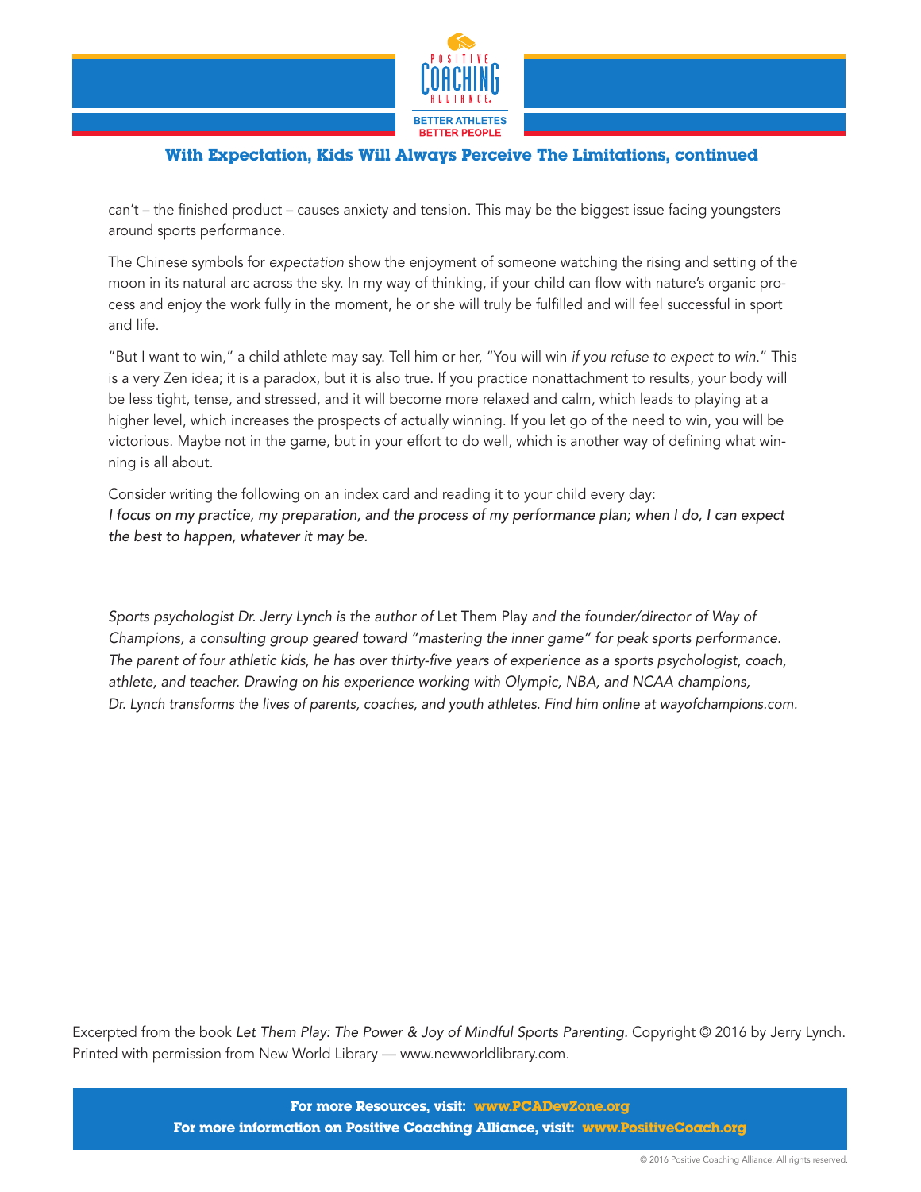## With Expectation, Kids Will Always Perceive The Limitations, continued

can't – the finished product – causes anxiety and tension. This may be the biggest issue facing youngsters around sports performance.

The Chinese symbols for *expectation* show the enjoyment of someone watching the rising and setting of the moon in its natural arc across the sky. In my way of thinking, if your child can flow with nature's organic process and enjoy the work fully in the moment, he or she will truly be fulfilled and will feel successful in sport and life.

"But I want to win," a child athlete may say. Tell him or her, "You will win *if you refuse to expect to win.*" This is a very Zen idea; it is a paradox, but it is also true. If you practice nonattachment to results, your body will be less tight, tense, and stressed, and it will become more relaxed and calm, which leads to playing at a higher level, which increases the prospects of actually winning. If you let go of the need to win, you will be victorious. Maybe not in the game, but in your effort to do well, which is another way of defining what winning is all about.

Consider writing the following on an index card and reading it to your child every day:
*I focus on my practice, my preparation, and the process of my performance plan; when I do, I can expect the best to happen, whatever it may be.*

*Sports psychologist Dr. Jerry Lynch is the author of* Let Them Play *and the founder/director of Way of Champions, a consulting group geared toward "mastering the inner game" for peak sports performance. The parent of four athletic kids, he has over thirty-five years of experience as a sports psychologist, coach, athlete, and teacher. Drawing on his experience working with Olympic, NBA, and NCAA champions, Dr. Lynch transforms the lives of parents, coaches, and youth athletes. Find him online at wayofchampions.com.*

Excerpted from the book *Let Them Play: The Power & Joy of Mindful Sports Parenting.* Copyright © 2016 by Jerry Lynch. Printed with permission from New World Library — www.newworldlibrary.com.

**For more Resources, visit: www.PCADevZone.org**
**For more information on Positive Coaching Alliance, visit: www.PositiveCoach.org**

© 2016 Positive Coaching Alliance. All rights reserved.